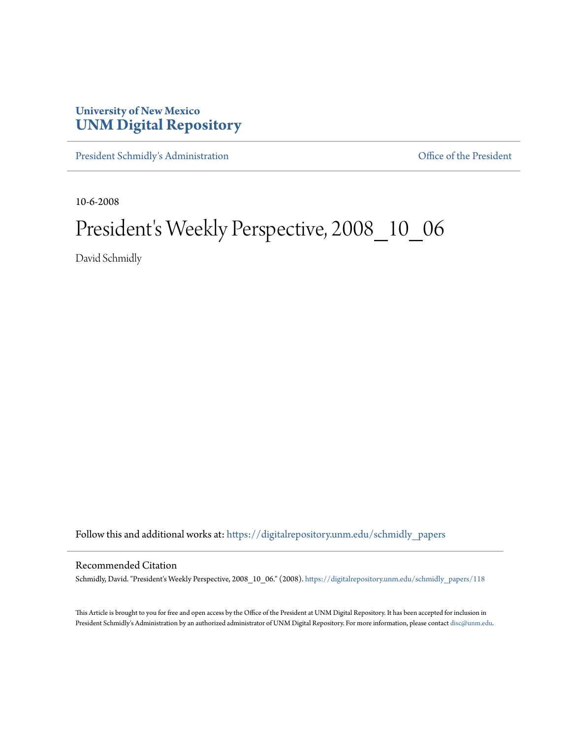University of New Mexico
**UNM Digital Repository**

President Schmidly's Administration | Office of the President

10-6-2008

# President's Weekly Perspective, 2008_10_06

David Schmidly

Follow this and additional works at: https://digitalrepository.unm.edu/schmidly_papers

## Recommended Citation

Schmidly, David. "President's Weekly Perspective, 2008_10_06." (2008). https://digitalrepository.unm.edu/schmidly_papers/118

This Article is brought to you for free and open access by the Office of the President at UNM Digital Repository. It has been accepted for inclusion in President Schmidly's Administration by an authorized administrator of UNM Digital Repository. For more information, please contact disc@unm.edu.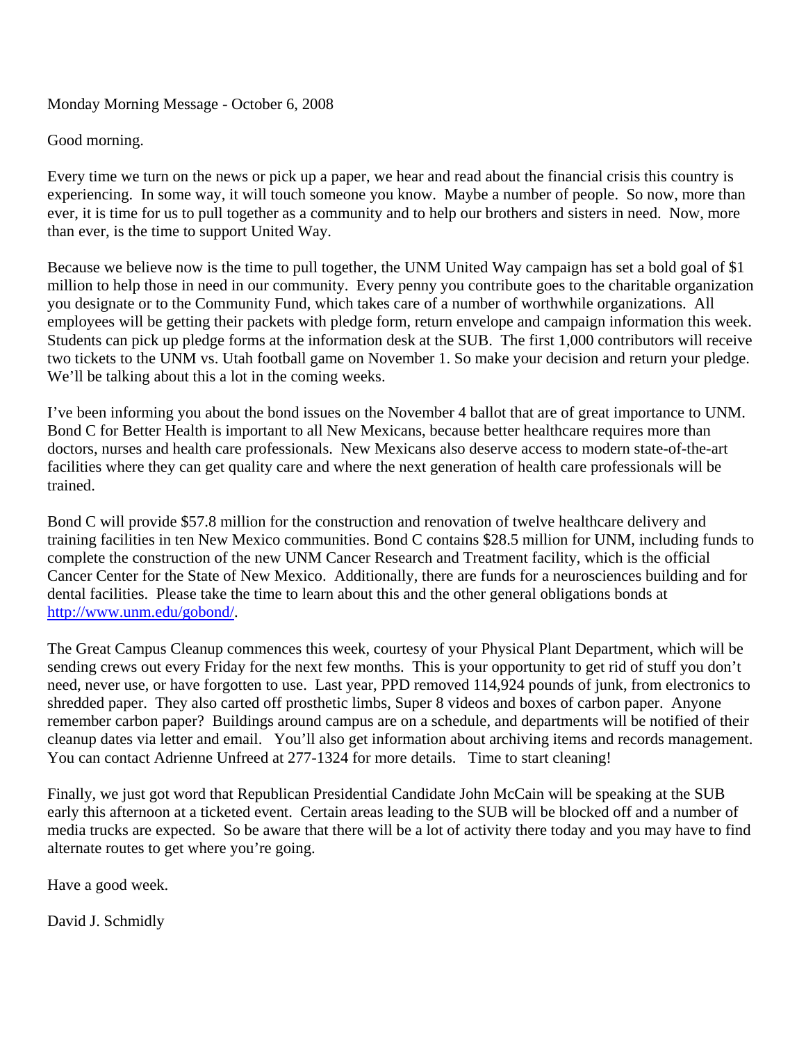Monday Morning Message - October 6, 2008

Good morning.

Every time we turn on the news or pick up a paper, we hear and read about the financial crisis this country is experiencing. In some way, it will touch someone you know. Maybe a number of people. So now, more than ever, it is time for us to pull together as a community and to help our brothers and sisters in need. Now, more than ever, is the time to support United Way.

Because we believe now is the time to pull together, the UNM United Way campaign has set a bold goal of $1 million to help those in need in our community. Every penny you contribute goes to the charitable organization you designate or to the Community Fund, which takes care of a number of worthwhile organizations. All employees will be getting their packets with pledge form, return envelope and campaign information this week. Students can pick up pledge forms at the information desk at the SUB. The first 1,000 contributors will receive two tickets to the UNM vs. Utah football game on November 1. So make your decision and return your pledge. We'll be talking about this a lot in the coming weeks.

I've been informing you about the bond issues on the November 4 ballot that are of great importance to UNM. Bond C for Better Health is important to all New Mexicans, because better healthcare requires more than doctors, nurses and health care professionals. New Mexicans also deserve access to modern state-of-the-art facilities where they can get quality care and where the next generation of health care professionals will be trained.

Bond C will provide $57.8 million for the construction and renovation of twelve healthcare delivery and training facilities in ten New Mexico communities. Bond C contains $28.5 million for UNM, including funds to complete the construction of the new UNM Cancer Research and Treatment facility, which is the official Cancer Center for the State of New Mexico. Additionally, there are funds for a neurosciences building and for dental facilities. Please take the time to learn about this and the other general obligations bonds at [http://www.unm.edu/gobond/](http://www.unm.edu/gobond/).

The Great Campus Cleanup commences this week, courtesy of your Physical Plant Department, which will be sending crews out every Friday for the next few months. This is your opportunity to get rid of stuff you don't need, never use, or have forgotten to use. Last year, PPD removed 114,924 pounds of junk, from electronics to shredded paper. They also carted off prosthetic limbs, Super 8 videos and boxes of carbon paper. Anyone remember carbon paper? Buildings around campus are on a schedule, and departments will be notified of their cleanup dates via letter and email. You'll also get information about archiving items and records management. You can contact Adrienne Unfreed at 277-1324 for more details. Time to start cleaning!

Finally, we just got word that Republican Presidential Candidate John McCain will be speaking at the SUB early this afternoon at a ticketed event. Certain areas leading to the SUB will be blocked off and a number of media trucks are expected. So be aware that there will be a lot of activity there today and you may have to find alternate routes to get where you're going.

Have a good week.

David J. Schmidly